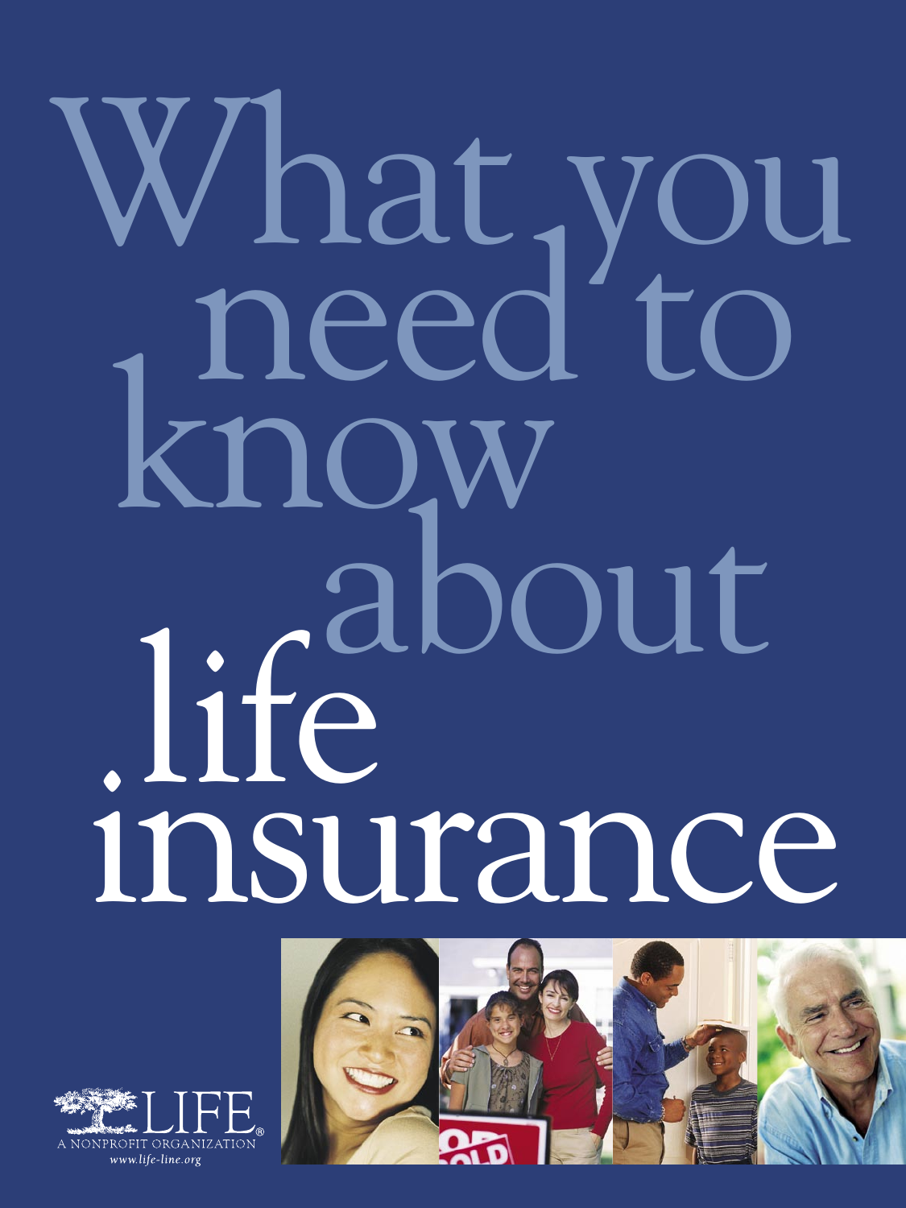# What you need to know about life insurance

LIFE®
A NONPROFIT ORGANIZATION
www.life-line.org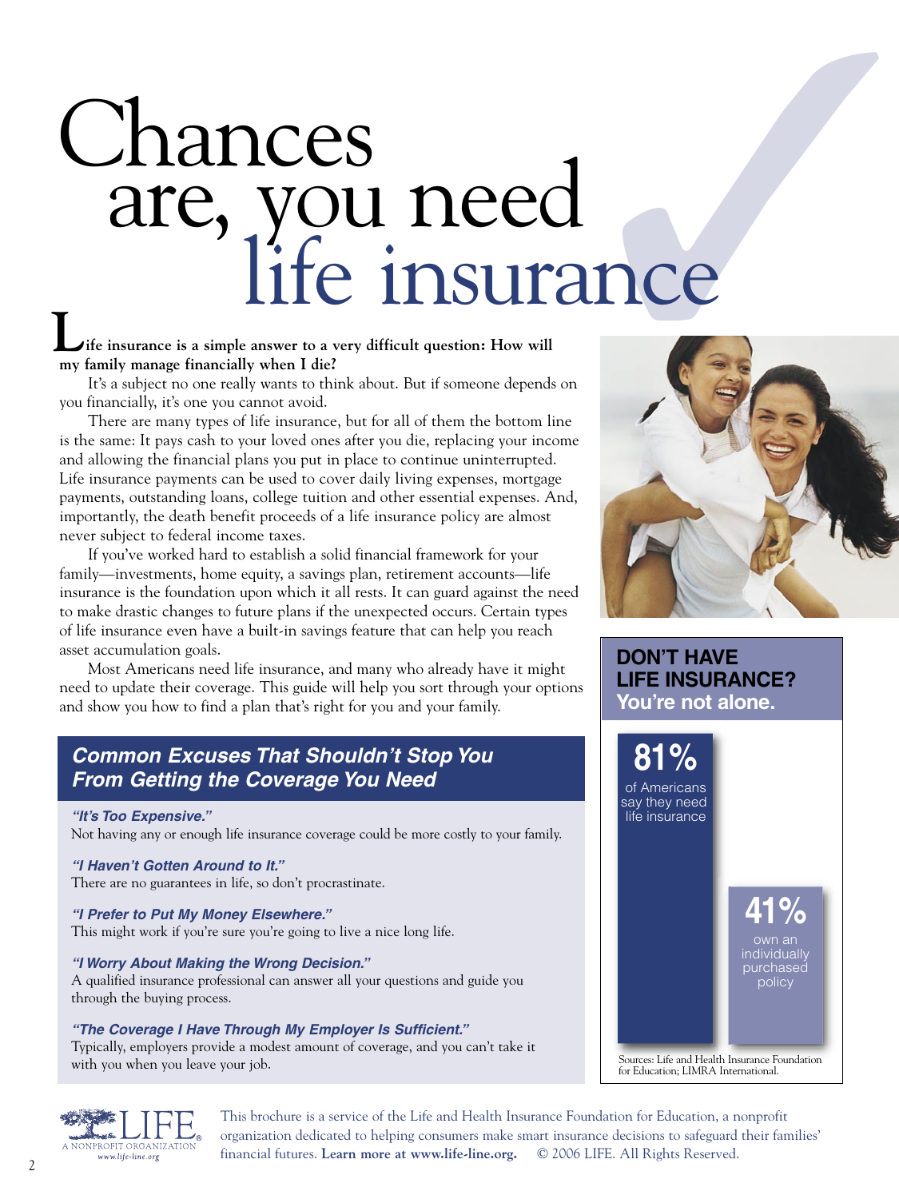# Chances are, you need life insurance

**Life insurance is a simple answer to a very difficult question: How will my family manage financially when I die?**

It's a subject no one really wants to think about. But if someone depends on you financially, it's one you cannot avoid.

There are many types of life insurance, but for all of them the bottom line is the same: It pays cash to your loved ones after you die, replacing your income and allowing the financial plans you put in place to continue uninterrupted. Life insurance payments can be used to cover daily living expenses, mortgage payments, outstanding loans, college tuition and other essential expenses. And, importantly, the death benefit proceeds of a life insurance policy are almost never subject to federal income taxes.

If you've worked hard to establish a solid financial framework for your family—investments, home equity, a savings plan, retirement accounts—life insurance is the foundation upon which it all rests. It can guard against the need to make drastic changes to future plans if the unexpected occurs. Certain types of life insurance even have a built-in savings feature that can help you reach asset accumulation goals.

Most Americans need life insurance, and many who already have it might need to update their coverage. This guide will help you sort through your options and show you how to find a plan that's right for you and your family.

## Common Excuses That Shouldn't Stop You From Getting the Coverage You Need

***"It's Too Expensive."***
Not having any or enough life insurance coverage could be more costly to your family.

***"I Haven't Gotten Around to It."***
There are no guarantees in life, so don't procrastinate.

***"I Prefer to Put My Money Elsewhere."***
This might work if you're sure you're going to live a nice long life.

***"I Worry About Making the Wrong Decision."***
A qualified insurance professional can answer all your questions and guide you through the buying process.

***"The Coverage I Have Through My Employer Is Sufficient."***
Typically, employers provide a modest amount of coverage, and you can't take it with you when you leave your job.

## DON'T HAVE LIFE INSURANCE? You're not alone.

81%
of Americans say they need life insurance

41%
own an individually purchased policy

Sources: Life and Health Insurance Foundation for Education; LIMRA International.

LIFE® A NONPROFIT ORGANIZATION www.life-line.org

This brochure is a service of the Life and Health Insurance Foundation for Education, a nonprofit organization dedicated to helping consumers make smart insurance decisions to safeguard their families' financial futures. **Learn more at www.life-line.org.** © 2006 LIFE. All Rights Reserved.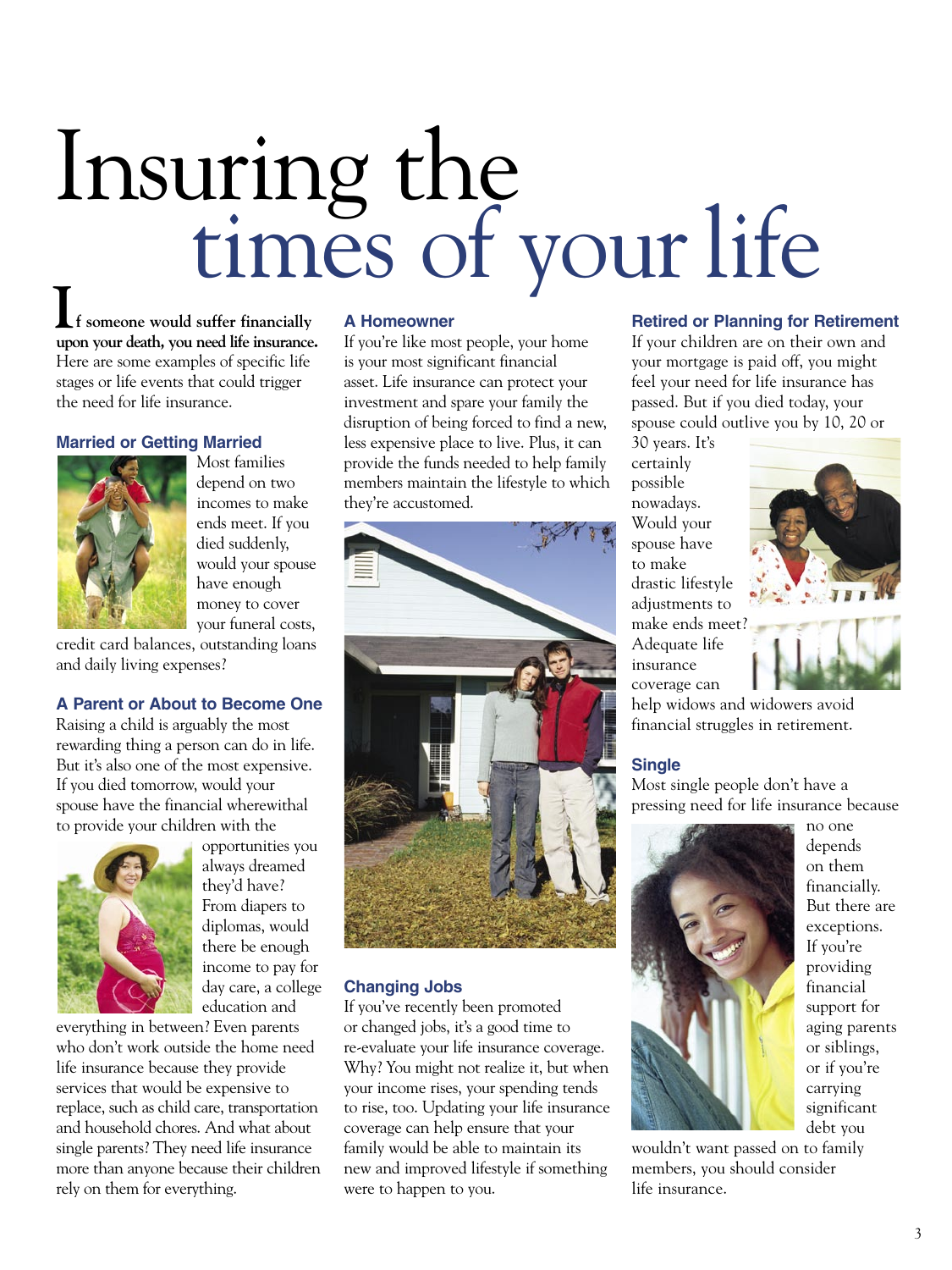# Insuring the times of your life

**If someone would suffer financially upon your death, you need life insurance.** Here are some examples of specific life stages or life events that could trigger the need for life insurance.

### Married or Getting Married

Most families depend on two incomes to make ends meet. If you died suddenly, would your spouse have enough money to cover your funeral costs, credit card balances, outstanding loans and daily living expenses?

### A Parent or About to Become One

Raising a child is arguably the most rewarding thing a person can do in life. But it's also one of the most expensive. If you died tomorrow, would your spouse have the financial wherewithal to provide your children with the opportunities you always dreamed they'd have? From diapers to diplomas, would there be enough income to pay for day care, a college education and everything in between? Even parents who don't work outside the home need life insurance because they provide services that would be expensive to replace, such as child care, transportation and household chores. And what about single parents? They need life insurance more than anyone because their children rely on them for everything.

### A Homeowner

If you're like most people, your home is your most significant financial asset. Life insurance can protect your investment and spare your family the disruption of being forced to find a new, less expensive place to live. Plus, it can provide the funds needed to help family members maintain the lifestyle to which they're accustomed.

### Changing Jobs

If you've recently been promoted or changed jobs, it's a good time to re-evaluate your life insurance coverage. Why? You might not realize it, but when your income rises, your spending tends to rise, too. Updating your life insurance coverage can help ensure that your family would be able to maintain its new and improved lifestyle if something were to happen to you.

### Retired or Planning for Retirement

If your children are on their own and your mortgage is paid off, you might feel your need for life insurance has passed. But if you died today, your spouse could outlive you by 10, 20 or 30 years. It's certainly possible nowadays. Would your spouse have to make drastic lifestyle adjustments to make ends meet? Adequate life insurance coverage can help widows and widowers avoid financial struggles in retirement.

### Single

Most single people don't have a pressing need for life insurance because no one depends on them financially. But there are exceptions. If you're providing financial support for aging parents or siblings, or if you're carrying significant debt you wouldn't want passed on to family members, you should consider life insurance.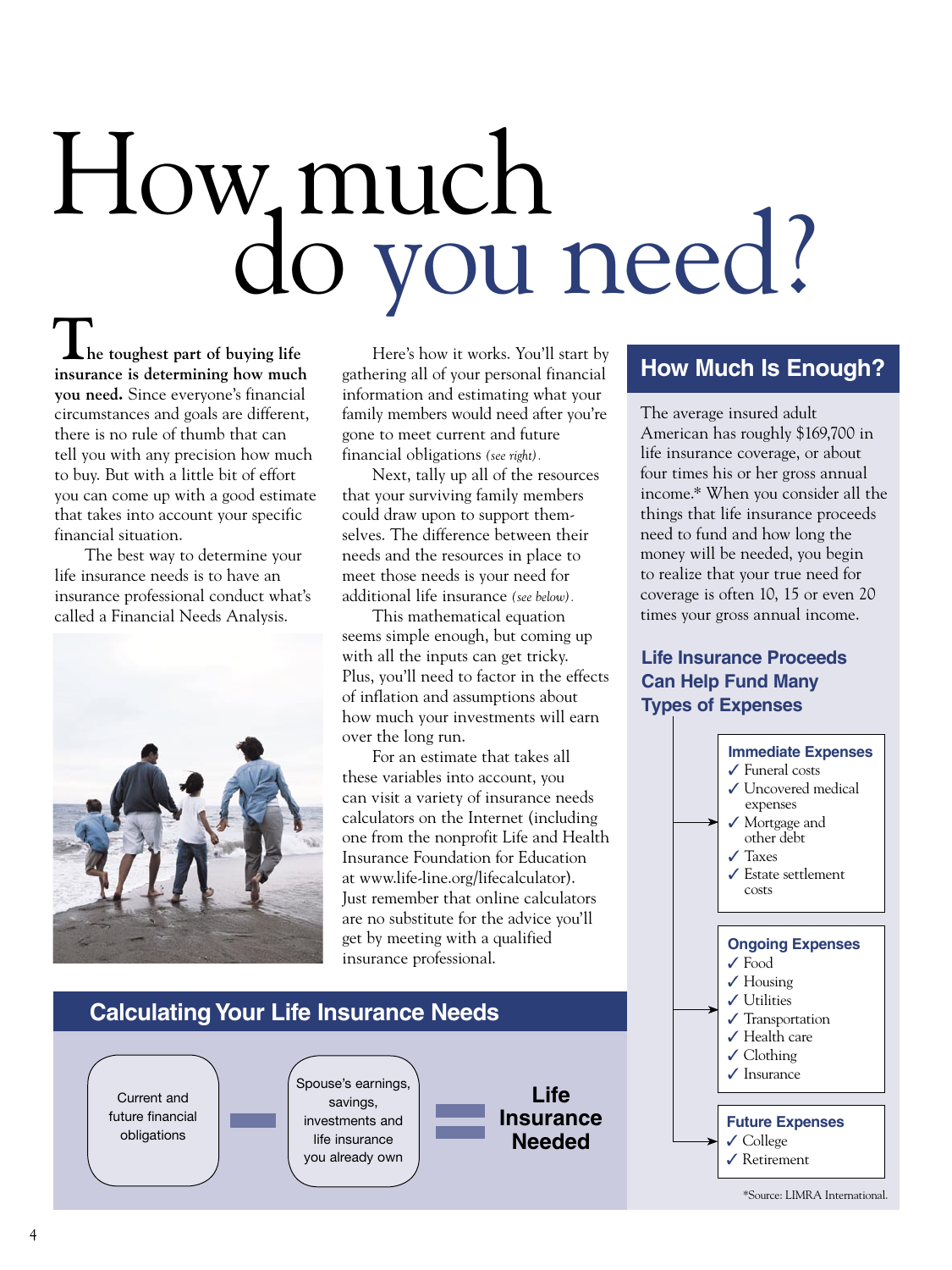# How much do you need?

**The toughest part of buying life insurance is determining how much you need.** Since everyone's financial circumstances and goals are different, there is no rule of thumb that can tell you with any precision how much to buy. But with a little bit of effort you can come up with a good estimate that takes into account your specific financial situation.

The best way to determine your life insurance needs is to have an insurance professional conduct what's called a Financial Needs Analysis.

Here's how it works. You'll start by gathering all of your personal financial information and estimating what your family members would need after you're gone to meet current and future financial obligations *(see right)*.

Next, tally up all of the resources that your surviving family members could draw upon to support themselves. The difference between their needs and the resources in place to meet those needs is your true need for additional life insurance *(see below)*.

This mathematical equation seems simple enough, but coming up with all the inputs can get tricky. Plus, you'll need to factor in the effects of inflation and assumptions about how much your investments will earn over the long run.

For an estimate that takes all these variables into account, you can visit a variety of insurance needs calculators on the Internet (including one from the nonprofit Life and Health Insurance Foundation for Education at www.life-line.org/lifecalculator). Just remember that online calculators are no substitute for the advice you'll get by meeting with a qualified insurance professional.

## Calculating Your Life Insurance Needs

Current and future financial obligations − Spouse's earnings, savings, investments and life insurance you already own = **Life Insurance Needed**

## How Much Is Enough?

The average insured adult American has roughly $169,700 in life insurance coverage, or about four times his or her gross annual income.* When you consider all the things that life insurance proceeds need to fund and how long the money will be needed, you begin to realize that your true need for coverage is often 10, 15 or even 20 times your gross annual income.

### Life Insurance Proceeds Can Help Fund Many Types of Expenses

**Immediate Expenses**
- ✓ Funeral costs
- ✓ Uncovered medical expenses
- ✓ Mortgage and other debt
- ✓ Taxes
- ✓ Estate settlement costs

**Ongoing Expenses**
- ✓ Food
- ✓ Housing
- ✓ Utilities
- ✓ Transportation
- ✓ Health care
- ✓ Clothing
- ✓ Insurance

**Future Expenses**
- ✓ College
- ✓ Retirement

*Source: LIMRA International.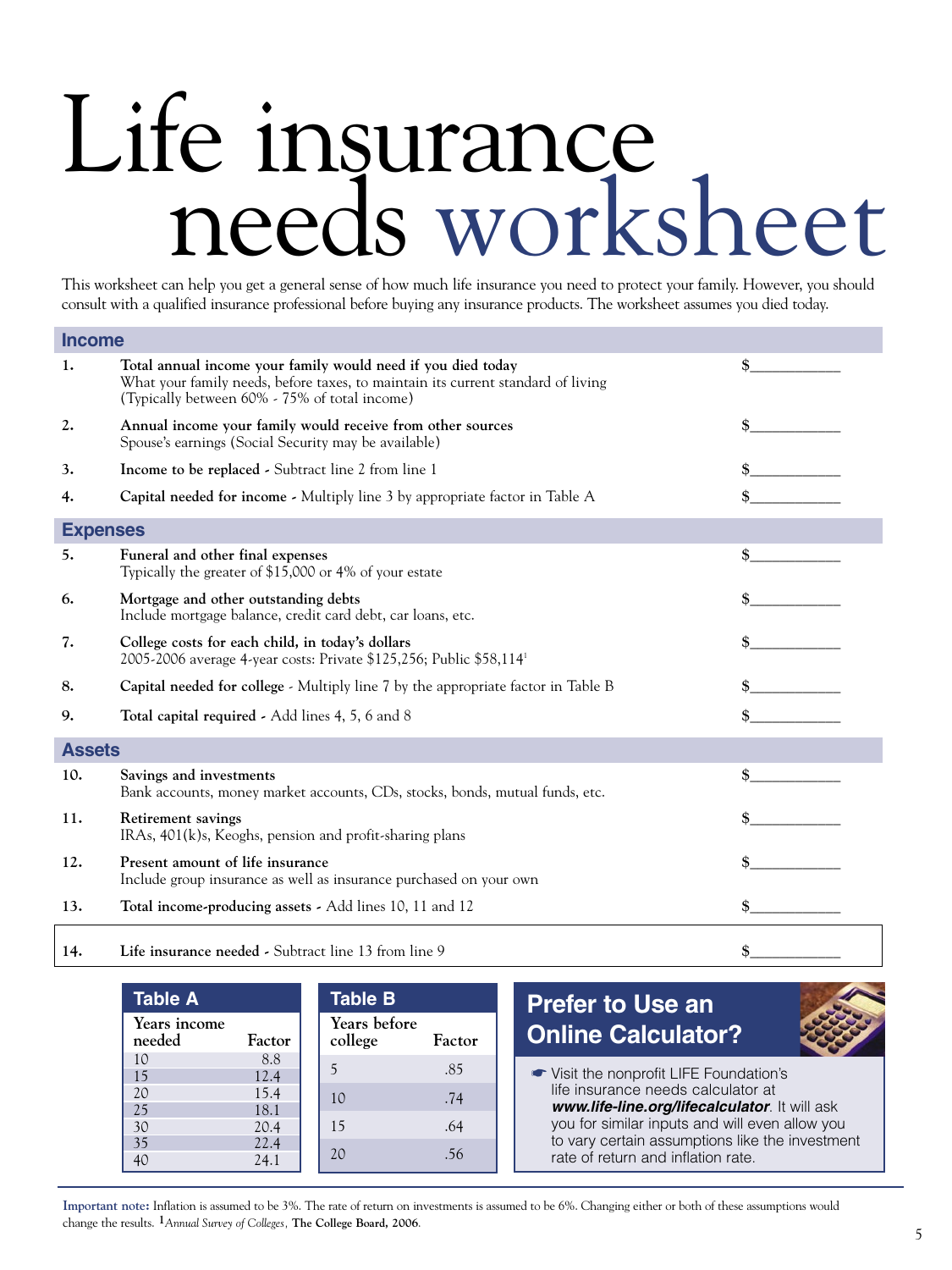# Life insurance needs worksheet

This worksheet can help you get a general sense of how much life insurance you need to protect your family. However, you should consult with a qualified insurance professional before buying any insurance products. The worksheet assumes you died today.

## Income

| | | |
|---|---|---|
| 1. | **Total annual income your family would need if you died today**<br>What your family needs, before taxes, to maintain its current standard of living (Typically between 60% - 75% of total income) | $__________ |
| 2. | **Annual income your family would receive from other sources**<br>Spouse's earnings (Social Security may be available) | $__________ |
| 3. | **Income to be replaced** - Subtract line 2 from line 1 | $__________ |
| 4. | **Capital needed for income** - Multiply line 3 by appropriate factor in Table A | $__________ |

## Expenses

| | | |
|---|---|---|
| 5. | **Funeral and other final expenses**<br>Typically the greater of $15,000 or 4% of your estate | $__________ |
| 6. | **Mortgage and other outstanding debts**<br>Include mortgage balance, credit card debt, car loans, etc. | $__________ |
| 7. | **College costs for each child, in today's dollars**<br>2005-2006 average 4-year costs: Private $125,256; Public $58,114[1] | $__________ |
| 8. | **Capital needed for college** - Multiply line 7 by the appropriate factor in Table B | $__________ |
| 9. | **Total capital required** - Add lines 4, 5, 6 and 8 | $__________ |

## Assets

| | | |
|---|---|---|
| 10. | **Savings and investments**<br>Bank accounts, money market accounts, CDs, stocks, bonds, mutual funds, etc. | $__________ |
| 11. | **Retirement savings**<br>IRAs, 401(k)s, Keoghs, pension and profit-sharing plans | $__________ |
| 12. | **Present amount of life insurance**<br>Include group insurance as well as insurance purchased on your own | $__________ |
| 13. | **Total income-producing assets** - Add lines 10, 11 and 12 | $__________ |
| 14. | **Life insurance needed** - Subtract line 13 from line 9 | $__________ |

### Table A

| Years income needed | Factor |
|---|---|
| 10 | 8.8 |
| 15 | 12.4 |
| 20 | 15.4 |
| 25 | 18.1 |
| 30 | 20.4 |
| 35 | 22.4 |
| 40 | 24.1 |

### Table B

| Years before college | Factor |
|---|---|
| 5 | .85 |
| 10 | .74 |
| 15 | .64 |
| 20 | .56 |

### Prefer to Use an Online Calculator?

☛ Visit the nonprofit LIFE Foundation's life insurance needs calculator at ***www.life-line.org/lifecalculator***. It will ask you for similar inputs and will even allow you to vary certain assumptions like the investment rate of return and inflation rate.

**Important note:** Inflation is assumed to be 3%. The rate of return on investments is assumed to be 6%. Changing either or both of these assumptions would change the results. [1]*Annual Survey of Colleges*, **The College Board, 2006**.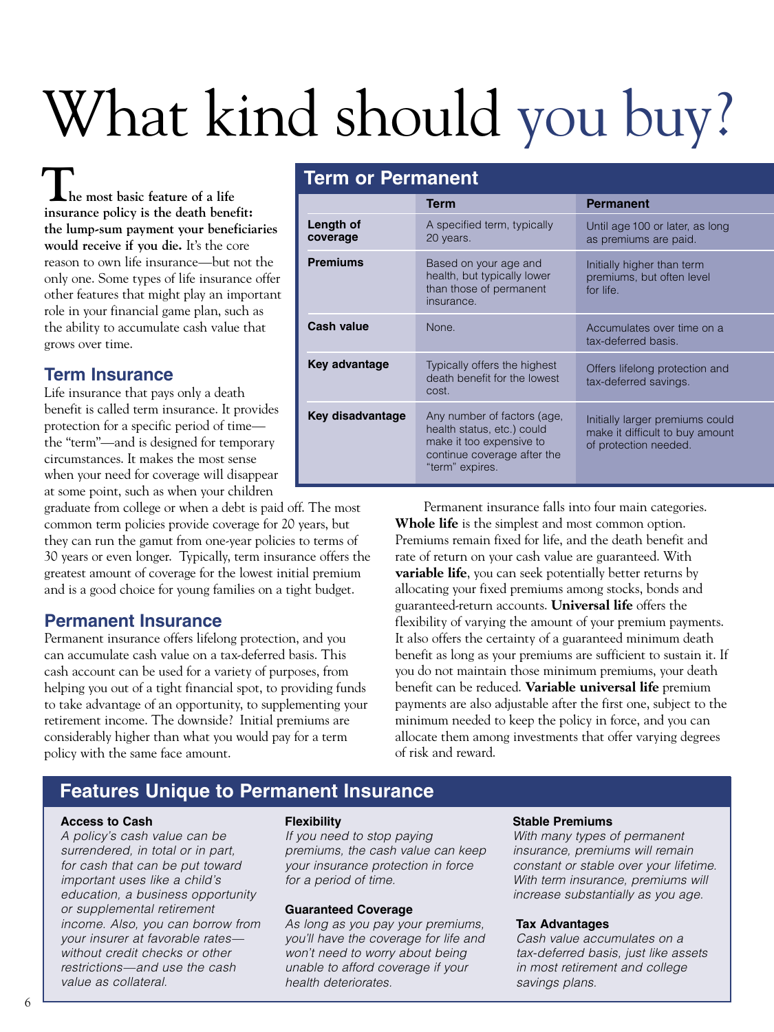# What kind should you buy?

**The most basic feature of a life insurance policy is the death benefit: the lump-sum payment your beneficiaries would receive if you die.** It's the core reason to own life insurance—but not the only one. Some types of life insurance offer other features that might play an important role in your financial game plan, such as the ability to accumulate cash value that grows over time.

## Term Insurance

Life insurance that pays only a death benefit is called term insurance. It provides protection for a specific period of time—the "term"—and is designed for temporary circumstances. It makes the most sense when your need for coverage will disappear at some point, such as when your children graduate from college or when a debt is paid off. The most common term policies provide coverage for 20 years, but they can run the gamut from one-year policies to terms of 30 years or even longer. Typically, term insurance offers the greatest amount of coverage for the lowest initial premium and is a good choice for young families on a tight budget.

## Permanent Insurance

Permanent insurance offers lifelong protection, and you can accumulate cash value on a tax-deferred basis. This cash account can be used for a variety of purposes, from helping you out of a tight financial spot, to providing funds to take advantage of an opportunity, to supplementing your retirement income. The downside? Initial premiums are considerably higher than what you would pay for a term policy with the same face amount.

### Term or Permanent

| | Term | Permanent |
|---|---|---|
| **Length of coverage** | A specified term, typically 20 years. | Until age 100 or later, as long as premiums are paid. |
| **Premiums** | Based on your age and health, but typically lower than those of permanent insurance. | Initially higher than term premiums, but often level for life. |
| **Cash value** | None. | Accumulates over time on a tax-deferred basis. |
| **Key advantage** | Typically offers the highest death benefit for the lowest cost. | Offers lifelong protection and tax-deferred savings. |
| **Key disadvantage** | Any number of factors (age, health status, etc.) could make it too expensive to continue coverage after the "term" expires. | Initially larger premiums could make it difficult to buy amount of protection needed. |

Permanent insurance falls into four main categories. **Whole life** is the simplest and most common option. Premiums remain fixed for life, and the death benefit and rate of return on your cash value are guaranteed. With **variable life**, you can seek potentially better returns by allocating your fixed premiums among stocks, bonds and guaranteed-return accounts. **Universal life** offers the flexibility of varying the amount of your premium payments. It also offers the certainty of a guaranteed minimum death benefit as long as your premiums are sufficient to sustain it. If you do not maintain those minimum premiums, your death benefit can be reduced. **Variable universal life** premium payments are also adjustable after the first one, subject to the minimum needed to keep the policy in force, and you can allocate them among investments that offer varying degrees of risk and reward.

## Features Unique to Permanent Insurance

**Access to Cash**
*A policy's cash value can be surrendered, in total or in part, for cash that can be put toward important uses like a child's education, a business opportunity or supplemental retirement income. Also, you can borrow from your insurer at favorable rates—without credit checks or other restrictions—and use the cash value as collateral.*

**Flexibility**
*If you need to stop paying premiums, the cash value can keep your insurance protection in force for a period of time.*

**Guaranteed Coverage**
*As long as you pay your premiums, you'll have the coverage for life and won't need to worry about being unable to afford coverage if your health deteriorates.*

**Stable Premiums**
*With many types of permanent insurance, premiums will remain constant or stable over your lifetime. With term insurance, premiums will increase substantially as you age.*

**Tax Advantages**
*Cash value accumulates on a tax-deferred basis, just like assets in most retirement and college savings plans.*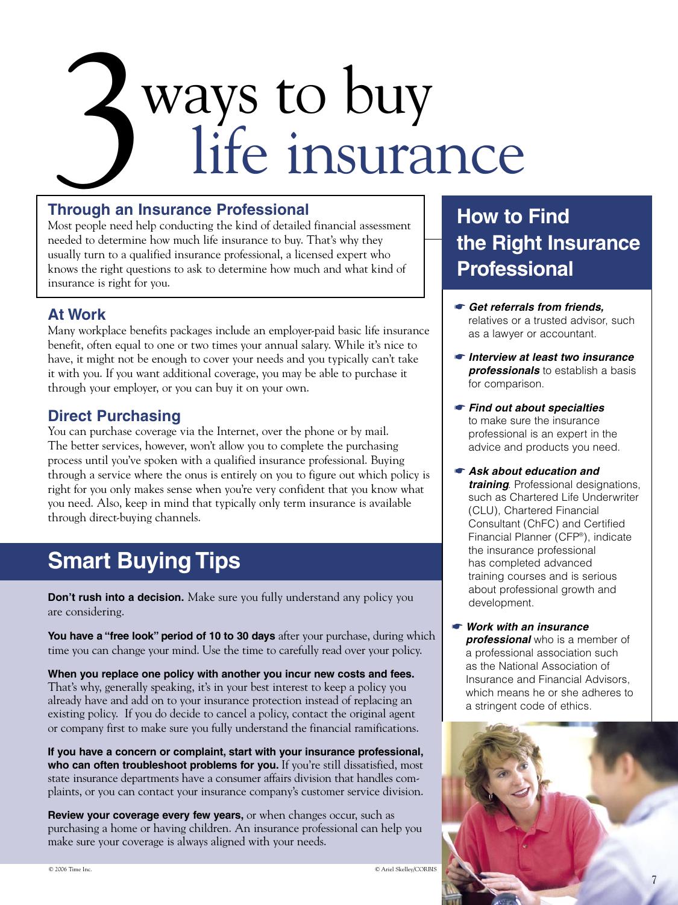# 3 ways to buy life insurance

## Through an Insurance Professional

Most people need help conducting the kind of detailed financial assessment needed to determine how much life insurance to buy. That's why they usually turn to a qualified insurance professional, a licensed expert who knows the right questions to ask to determine how much and what kind of insurance is right for you.

## At Work

Many workplace benefits packages include an employer-paid basic life insurance benefit, often equal to one or two times your annual salary. While it's nice to have, it might not be enough to cover your needs and you typically can't take it with you. If you want additional coverage, you may be able to purchase it through your employer, or you can buy it on your own.

## Direct Purchasing

You can purchase coverage via the Internet, over the phone or by mail. The better services, however, won't allow you to complete the purchasing process until you've spoken with a qualified insurance professional. Buying through a service where the onus is entirely on you to figure out which policy is right for you only makes sense when you're very confident that you know what you need. Also, keep in mind that typically only term insurance is available through direct-buying channels.

## Smart Buying Tips

**Don't rush into a decision.** Make sure you fully understand any policy you are considering.

**You have a "free look" period of 10 to 30 days** after your purchase, during which time you can change your mind. Use the time to carefully read over your policy.

**When you replace one policy with another you incur new costs and fees.** That's why, generally speaking, it's in your best interest to keep a policy you already have and add on to your insurance protection instead of replacing an existing policy. If you do decide to cancel a policy, contact the original agent or company first to make sure you fully understand the financial ramifications.

**If you have a concern or complaint, start with your insurance professional, who can often troubleshoot problems for you.** If you're still dissatisfied, most state insurance departments have a consumer affairs division that handles complaints, or you can contact your insurance company's customer service division.

**Review your coverage every few years,** or when changes occur, such as purchasing a home or having children. An insurance professional can help you make sure your coverage is always aligned with your needs.

## How to Find the Right Insurance Professional

- ***Get referrals from friends,*** relatives or a trusted advisor, such as a lawyer or accountant.
- ***Interview at least two insurance professionals*** to establish a basis for comparison.
- ***Find out about specialties*** to make sure the insurance professional is an expert in the advice and products you need.
- ***Ask about education and training***. Professional designations, such as Chartered Life Underwriter (CLU), Chartered Financial Consultant (ChFC) and Certified Financial Planner (CFP®), indicate the insurance professional has completed advanced training courses and is serious about professional growth and development.
- ***Work with an insurance professional*** who is a member of a professional association such as the National Association of Insurance and Financial Advisors, which means he or she adheres to a stringent code of ethics.

© 2006 Time Inc.

© Ariel Skelley/CORBIS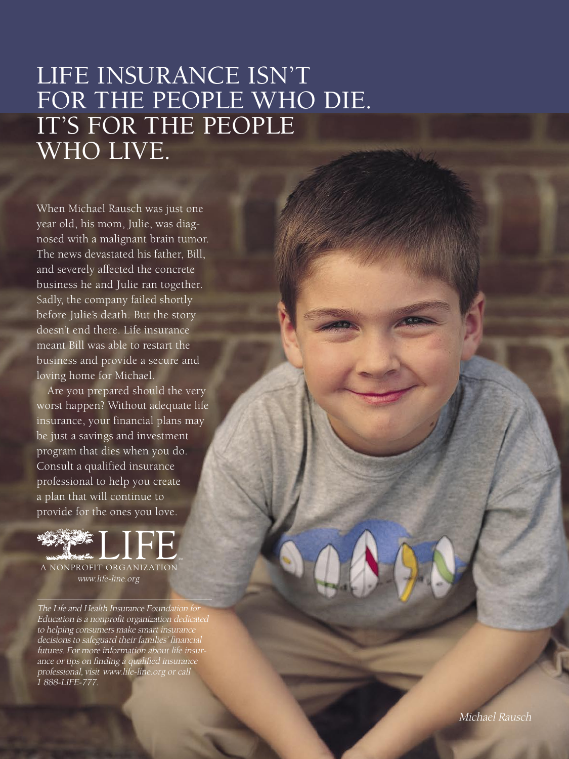# LIFE INSURANCE ISN'T FOR THE PEOPLE WHO DIE. IT'S FOR THE PEOPLE WHO LIVE.

When Michael Rausch was just one year old, his mom, Julie, was diagnosed with a malignant brain tumor. The news devastated his father, Bill, and severely affected the concrete business he and Julie ran together. Sadly, the company failed shortly before Julie's death. But the story doesn't end there. Life insurance meant Bill was able to restart the business and provide a secure and loving home for Michael.

Are you prepared should the very worst happen? Without adequate life insurance, your financial plans may be just a savings and investment program that dies when you do. Consult a qualified insurance professional to help you create a plan that will continue to provide for the ones you love.

LIFE℠
A NONPROFIT ORGANIZATION
*www.life-line.org*

*The Life and Health Insurance Foundation for Education is a nonprofit organization dedicated to helping consumers make smart insurance decisions to safeguard their families' financial futures. For more information about life insurance or tips on finding a qualified insurance professional, visit www.life-line.org or call 1 888-LIFE-777.*

*Michael Rausch*